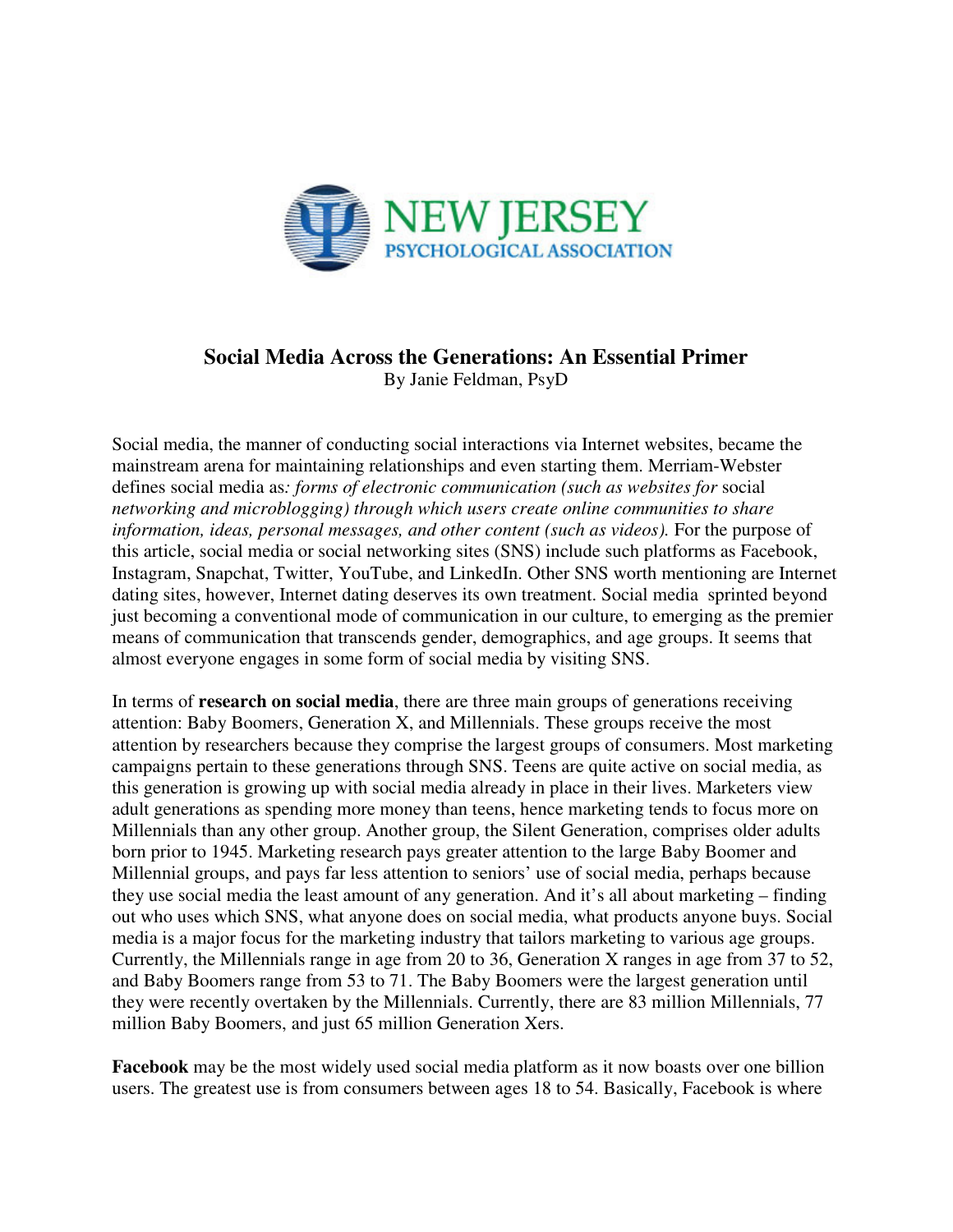NEW JERSEY PSYCHOLOGICAL ASSOCIATION

# Social Media Across the Generations: An Essential Primer

By Janie Feldman, PsyD

Social media, the manner of conducting social interactions via Internet websites, became the mainstream arena for maintaining relationships and even starting them. Merriam-Webster defines social media as*: forms of electronic communication (such as websites for* social *networking and microblogging) through which users create online communities to share information, ideas, personal messages, and other content (such as videos).* For the purpose of this article, social media or social networking sites (SNS) include such platforms as Facebook, Instagram, Snapchat, Twitter, YouTube, and LinkedIn. Other SNS worth mentioning are Internet dating sites, however, Internet dating deserves its own treatment. Social media sprinted beyond just becoming a conventional mode of communication in our culture, to emerging as the premier means of communication that transcends gender, demographics, and age groups. It seems that almost everyone engages in some form of social media by visiting SNS.

In terms of **research on social media**, there are three main groups of generations receiving attention: Baby Boomers, Generation X, and Millennials. These groups receive the most attention by researchers because they comprise the largest groups of consumers. Most marketing campaigns pertain to these generations through SNS. Teens are quite active on social media, as this generation is growing up with social media already in place in their lives. Marketers view adult generations as spending more money than teens, hence marketing tends to focus more on Millennials than any other group. Another group, the Silent Generation, comprises older adults born prior to 1945. Marketing research pays greater attention to the large Baby Boomer and Millennial groups, and pays far less attention to seniors' use of social media, perhaps because they use social media the least amount of any generation. And it's all about marketing – finding out who uses which SNS, what anyone does on social media, what products anyone buys. Social media is a major focus for the marketing industry that tailors marketing to various age groups. Currently, the Millennials range in age from 20 to 36, Generation X ranges in age from 37 to 52, and Baby Boomers range from 53 to 71. The Baby Boomers were the largest generation until they were recently overtaken by the Millennials. Currently, there are 83 million Millennials, 77 million Baby Boomers, and just 65 million Generation Xers.

**Facebook** may be the most widely used social media platform as it now boasts over one billion users. The greatest use is from consumers between ages 18 to 54. Basically, Facebook is where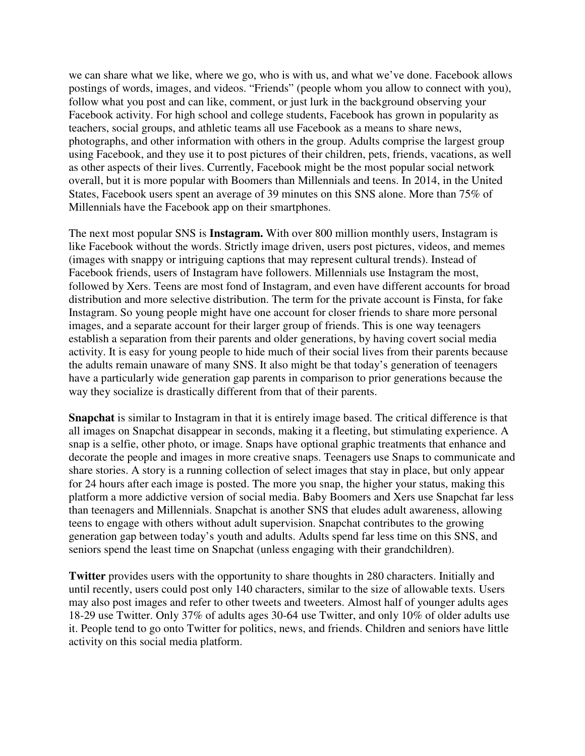we can share what we like, where we go, who is with us, and what we've done. Facebook allows postings of words, images, and videos. "Friends" (people whom you allow to connect with you), follow what you post and can like, comment, or just lurk in the background observing your Facebook activity. For high school and college students, Facebook has grown in popularity as teachers, social groups, and athletic teams all use Facebook as a means to share news, photographs, and other information with others in the group. Adults comprise the largest group using Facebook, and they use it to post pictures of their children, pets, friends, vacations, as well as other aspects of their lives. Currently, Facebook might be the most popular social network overall, but it is more popular with Boomers than Millennials and teens. In 2014, in the United States, Facebook users spent an average of 39 minutes on this SNS alone. More than 75% of Millennials have the Facebook app on their smartphones.

The next most popular SNS is **Instagram.** With over 800 million monthly users, Instagram is like Facebook without the words. Strictly image driven, users post pictures, videos, and memes (images with snappy or intriguing captions that may represent cultural trends). Instead of Facebook friends, users of Instagram have followers. Millennials use Instagram the most, followed by Xers. Teens are most fond of Instagram, and even have different accounts for broad distribution and more selective distribution. The term for the private account is Finsta, for fake Instagram. So young people might have one account for closer friends to share more personal images, and a separate account for their larger group of friends. This is one way teenagers establish a separation from their parents and older generations, by having covert social media activity. It is easy for young people to hide much of their social lives from their parents because the adults remain unaware of many SNS. It also might be that today's generation of teenagers have a particularly wide generation gap parents in comparison to prior generations because the way they socialize is drastically different from that of their parents.

**Snapchat** is similar to Instagram in that it is entirely image based. The critical difference is that all images on Snapchat disappear in seconds, making it a fleeting, but stimulating experience. A snap is a selfie, other photo, or image. Snaps have optional graphic treatments that enhance and decorate the people and images in more creative snaps. Teenagers use Snaps to communicate and share stories. A story is a running collection of select images that stay in place, but only appear for 24 hours after each image is posted. The more you snap, the higher your status, making this platform a more addictive version of social media. Baby Boomers and Xers use Snapchat far less than teenagers and Millennials. Snapchat is another SNS that eludes adult awareness, allowing teens to engage with others without adult supervision. Snapchat contributes to the growing generation gap between today's youth and adults. Adults spend far less time on this SNS, and seniors spend the least time on Snapchat (unless engaging with their grandchildren).

**Twitter** provides users with the opportunity to share thoughts in 280 characters. Initially and until recently, users could post only 140 characters, similar to the size of allowable texts. Users may also post images and refer to other tweets and tweeters. Almost half of younger adults ages 18-29 use Twitter. Only 37% of adults ages 30-64 use Twitter, and only 10% of older adults use it. People tend to go onto Twitter for politics, news, and friends. Children and seniors have little activity on this social media platform.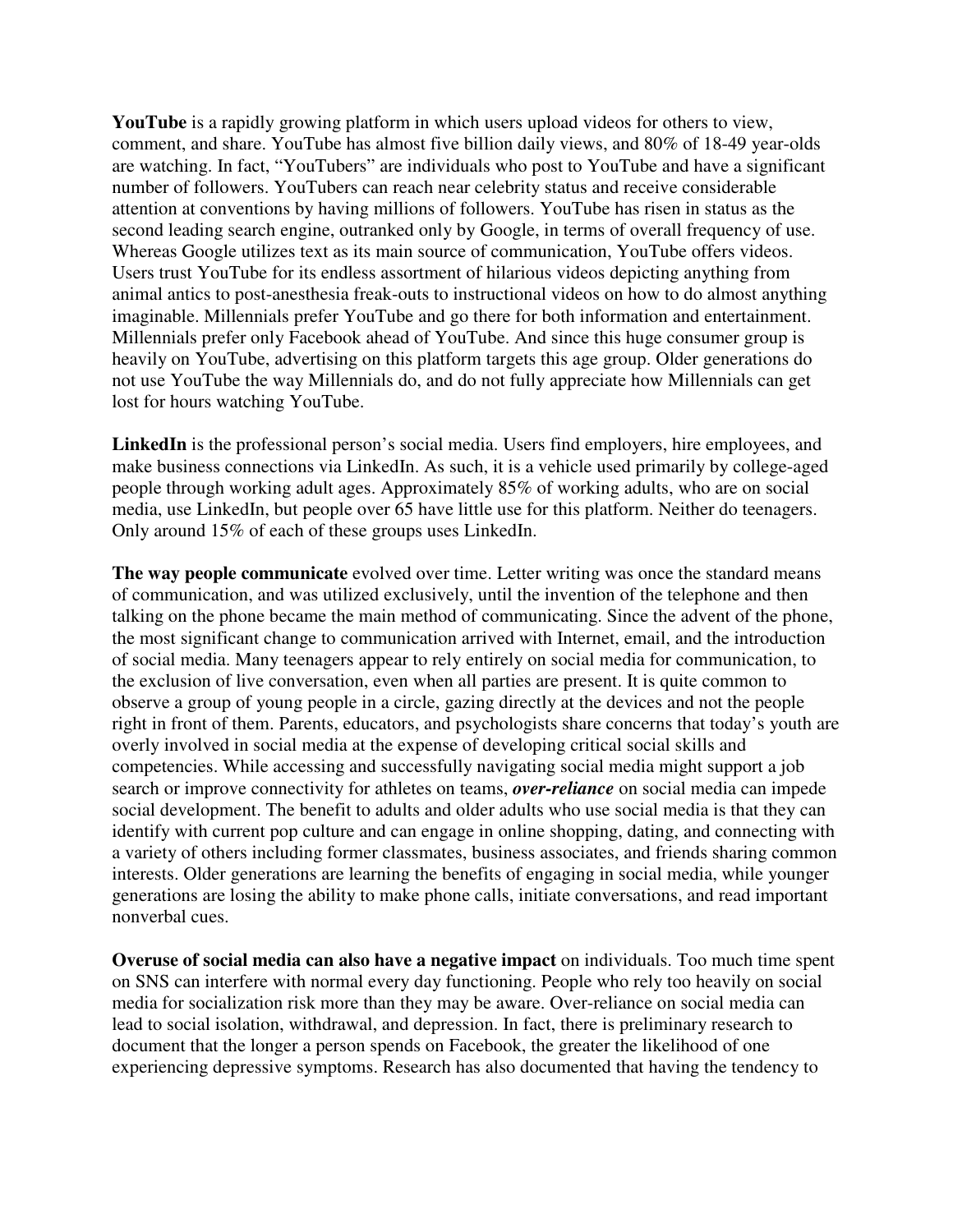**YouTube** is a rapidly growing platform in which users upload videos for others to view, comment, and share. YouTube has almost five billion daily views, and 80% of 18-49 year-olds are watching. In fact, "YouTubers" are individuals who post to YouTube and have a significant number of followers. YouTubers can reach near celebrity status and receive considerable attention at conventions by having millions of followers. YouTube has risen in status as the second leading search engine, outranked only by Google, in terms of overall frequency of use. Whereas Google utilizes text as its main source of communication, YouTube offers videos. Users trust YouTube for its endless assortment of hilarious videos depicting anything from animal antics to post-anesthesia freak-outs to instructional videos on how to do almost anything imaginable. Millennials prefer YouTube and go there for both information and entertainment. Millennials prefer only Facebook ahead of YouTube. And since this huge consumer group is heavily on YouTube, advertising on this platform targets this age group. Older generations do not use YouTube the way Millennials do, and do not fully appreciate how Millennials can get lost for hours watching YouTube.

**LinkedIn** is the professional person's social media. Users find employers, hire employees, and make business connections via LinkedIn. As such, it is a vehicle used primarily by college-aged people through working adult ages. Approximately 85% of working adults, who are on social media, use LinkedIn, but people over 65 have little use for this platform. Neither do teenagers. Only around 15% of each of these groups uses LinkedIn.

**The way people communicate** evolved over time. Letter writing was once the standard means of communication, and was utilized exclusively, until the invention of the telephone and then talking on the phone became the main method of communicating. Since the advent of the phone, the most significant change to communication arrived with Internet, email, and the introduction of social media. Many teenagers appear to rely entirely on social media for communication, to the exclusion of live conversation, even when all parties are present. It is quite common to observe a group of young people in a circle, gazing directly at the devices and not the people right in front of them. Parents, educators, and psychologists share concerns that today's youth are overly involved in social media at the expense of developing critical social skills and competencies. While accessing and successfully navigating social media might support a job search or improve connectivity for athletes on teams, ***over-reliance*** on social media can impede social development. The benefit to adults and older adults who use social media is that they can identify with current pop culture and can engage in online shopping, dating, and connecting with a variety of others including former classmates, business associates, and friends sharing common interests. Older generations are learning the benefits of engaging in social media, while younger generations are losing the ability to make phone calls, initiate conversations, and read important nonverbal cues.

**Overuse of social media can also have a negative impact** on individuals. Too much time spent on SNS can interfere with normal every day functioning. People who rely too heavily on social media for socialization risk more than they may be aware. Over-reliance on social media can lead to social isolation, withdrawal, and depression. In fact, there is preliminary research to document that the longer a person spends on Facebook, the greater the likelihood of one experiencing depressive symptoms. Research has also documented that having the tendency to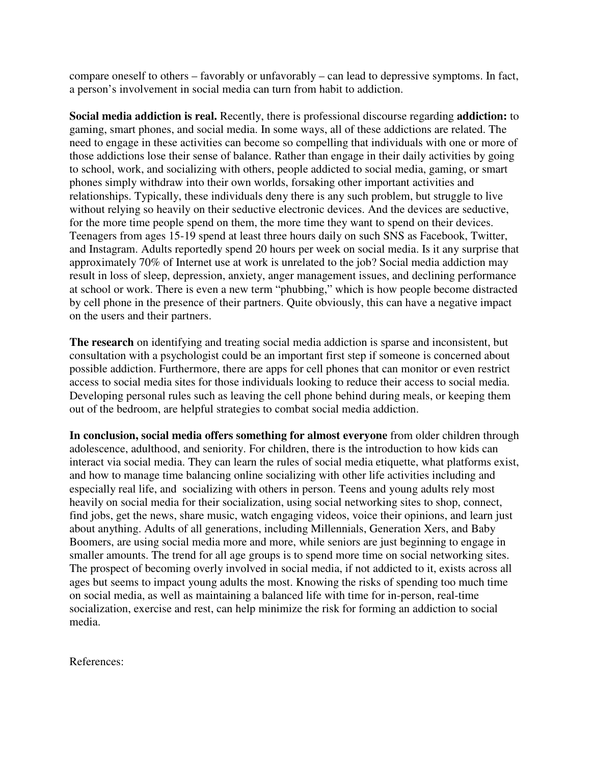compare oneself to others – favorably or unfavorably – can lead to depressive symptoms. In fact, a person's involvement in social media can turn from habit to addiction.

**Social media addiction is real.** Recently, there is professional discourse regarding **addiction:** to gaming, smart phones, and social media. In some ways, all of these addictions are related. The need to engage in these activities can become so compelling that individuals with one or more of those addictions lose their sense of balance. Rather than engage in their daily activities by going to school, work, and socializing with others, people addicted to social media, gaming, or smart phones simply withdraw into their own worlds, forsaking other important activities and relationships. Typically, these individuals deny there is any such problem, but struggle to live without relying so heavily on their seductive electronic devices. And the devices are seductive, for the more time people spend on them, the more time they want to spend on their devices. Teenagers from ages 15-19 spend at least three hours daily on such SNS as Facebook, Twitter, and Instagram. Adults reportedly spend 20 hours per week on social media. Is it any surprise that approximately 70% of Internet use at work is unrelated to the job? Social media addiction may result in loss of sleep, depression, anxiety, anger management issues, and declining performance at school or work. There is even a new term "phubbing," which is how people become distracted by cell phone in the presence of their partners. Quite obviously, this can have a negative impact on the users and their partners.

**The research** on identifying and treating social media addiction is sparse and inconsistent, but consultation with a psychologist could be an important first step if someone is concerned about possible addiction. Furthermore, there are apps for cell phones that can monitor or even restrict access to social media sites for those individuals looking to reduce their access to social media. Developing personal rules such as leaving the cell phone behind during meals, or keeping them out of the bedroom, are helpful strategies to combat social media addiction.

**In conclusion, social media offers something for almost everyone** from older children through adolescence, adulthood, and seniority. For children, there is the introduction to how kids can interact via social media. They can learn the rules of social media etiquette, what platforms exist, and how to manage time balancing online socializing with other life activities including and especially real life, and socializing with others in person. Teens and young adults rely most heavily on social media for their socialization, using social networking sites to shop, connect, find jobs, get the news, share music, watch engaging videos, voice their opinions, and learn just about anything. Adults of all generations, including Millennials, Generation Xers, and Baby Boomers, are using social media more and more, while seniors are just beginning to engage in smaller amounts. The trend for all age groups is to spend more time on social networking sites. The prospect of becoming overly involved in social media, if not addicted to it, exists across all ages but seems to impact young adults the most. Knowing the risks of spending too much time on social media, as well as maintaining a balanced life with time for in-person, real-time socialization, exercise and rest, can help minimize the risk for forming an addiction to social media.

References: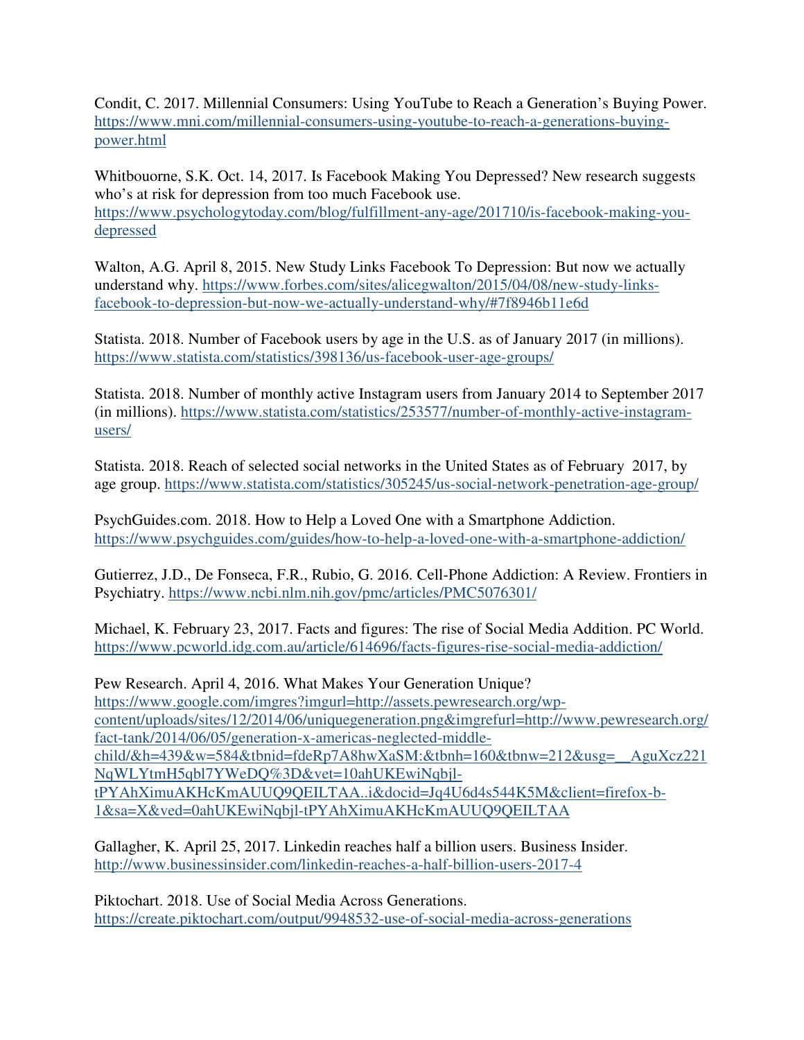Condit, C. 2017. Millennial Consumers: Using YouTube to Reach a Generation's Buying Power. https://www.mni.com/millennial-consumers-using-youtube-to-reach-a-generations-buying-power.html

Whitbouorne, S.K. Oct. 14, 2017. Is Facebook Making You Depressed? New research suggests who's at risk for depression from too much Facebook use. https://www.psychologytoday.com/blog/fulfillment-any-age/201710/is-facebook-making-you-depressed

Walton, A.G. April 8, 2015. New Study Links Facebook To Depression: But now we actually understand why. https://www.forbes.com/sites/alicegwalton/2015/04/08/new-study-links-facebook-to-depression-but-now-we-actually-understand-why/#7f8946b11e6d

Statista. 2018. Number of Facebook users by age in the U.S. as of January 2017 (in millions). https://www.statista.com/statistics/398136/us-facebook-user-age-groups/

Statista. 2018. Number of monthly active Instagram users from January 2014 to September 2017 (in millions). https://www.statista.com/statistics/253577/number-of-monthly-active-instagram-users/

Statista. 2018. Reach of selected social networks in the United States as of February 2017, by age group. https://www.statista.com/statistics/305245/us-social-network-penetration-age-group/

PsychGuides.com. 2018. How to Help a Loved One with a Smartphone Addiction. https://www.psychguides.com/guides/how-to-help-a-loved-one-with-a-smartphone-addiction/

Gutierrez, J.D., De Fonseca, F.R., Rubio, G. 2016. Cell-Phone Addiction: A Review. Frontiers in Psychiatry. https://www.ncbi.nlm.nih.gov/pmc/articles/PMC5076301/

Michael, K. February 23, 2017. Facts and figures: The rise of Social Media Addition. PC World. https://www.pcworld.idg.com.au/article/614696/facts-figures-rise-social-media-addiction/

Pew Research. April 4, 2016. What Makes Your Generation Unique? https://www.google.com/imgres?imgurl=http://assets.pewresearch.org/wp-content/uploads/sites/12/2014/06/uniquegeneration.png&imgrefurl=http://www.pewresearch.org/fact-tank/2014/06/05/generation-x-americas-neglected-middle-child/&h=439&w=584&tbnid=fdeRp7A8hwXaSM:&tbnh=160&tbnw=212&usg=__AguXcz221NqWLYtmH5qbl7YWeDQ%3D&vet=10ahUKEwiNqbjl-tPYAhXimuAKHcKmAUUQ9QEILTAA..i&docid=Jq4U6d4s544K5M&client=firefox-b-1&sa=X&ved=0ahUKEwiNqbjl-tPYAhXimuAKHcKmAUUQ9QEILTAA

Gallagher, K. April 25, 2017. Linkedin reaches half a billion users. Business Insider. http://www.businessinsider.com/linkedin-reaches-a-half-billion-users-2017-4

Piktochart. 2018. Use of Social Media Across Generations. https://create.piktochart.com/output/9948532-use-of-social-media-across-generations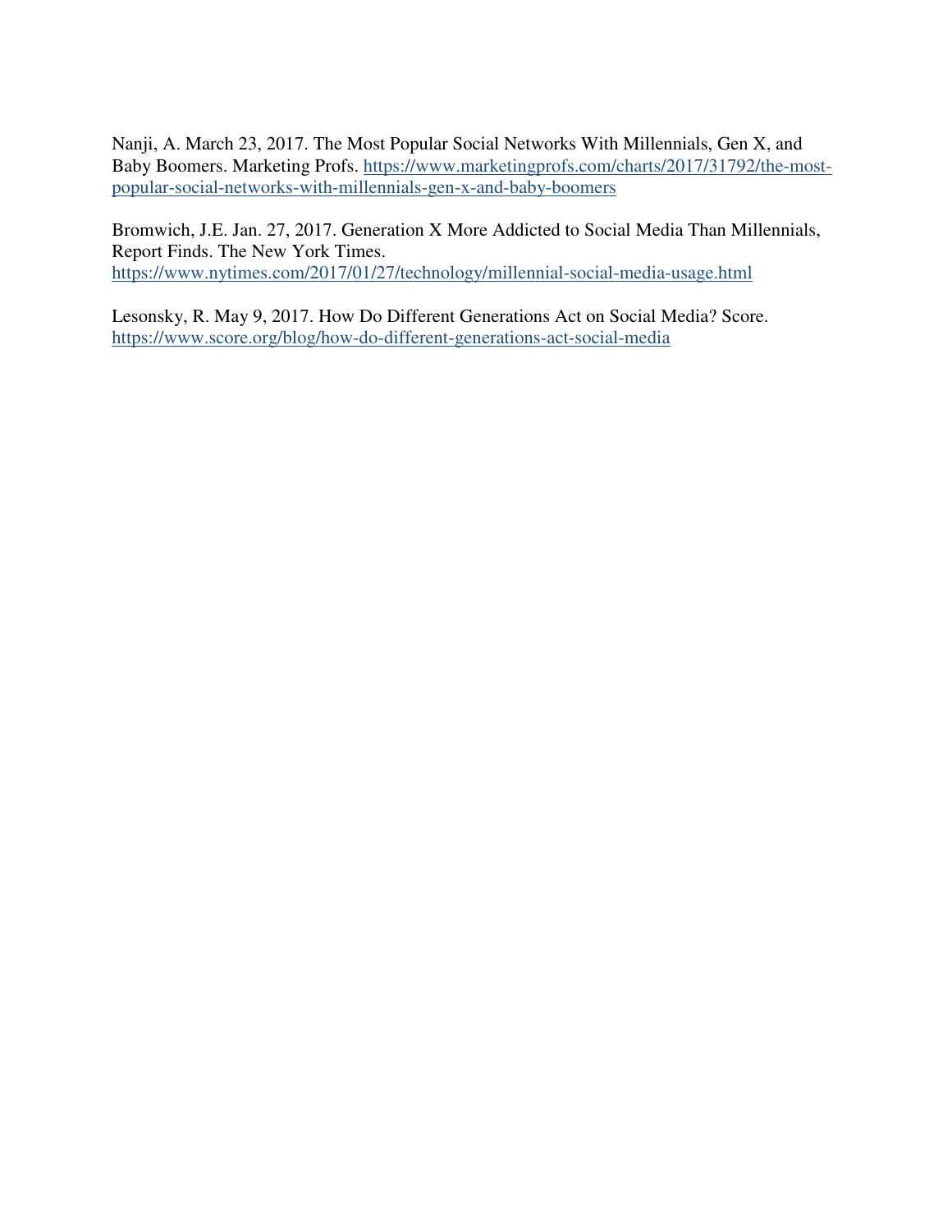Nanji, A. March 23, 2017. The Most Popular Social Networks With Millennials, Gen X, and Baby Boomers. Marketing Profs. https://www.marketingprofs.com/charts/2017/31792/the-most-popular-social-networks-with-millennials-gen-x-and-baby-boomers

Bromwich, J.E. Jan. 27, 2017. Generation X More Addicted to Social Media Than Millennials, Report Finds. The New York Times. https://www.nytimes.com/2017/01/27/technology/millennial-social-media-usage.html

Lesonsky, R. May 9, 2017. How Do Different Generations Act on Social Media? Score. https://www.score.org/blog/how-do-different-generations-act-social-media